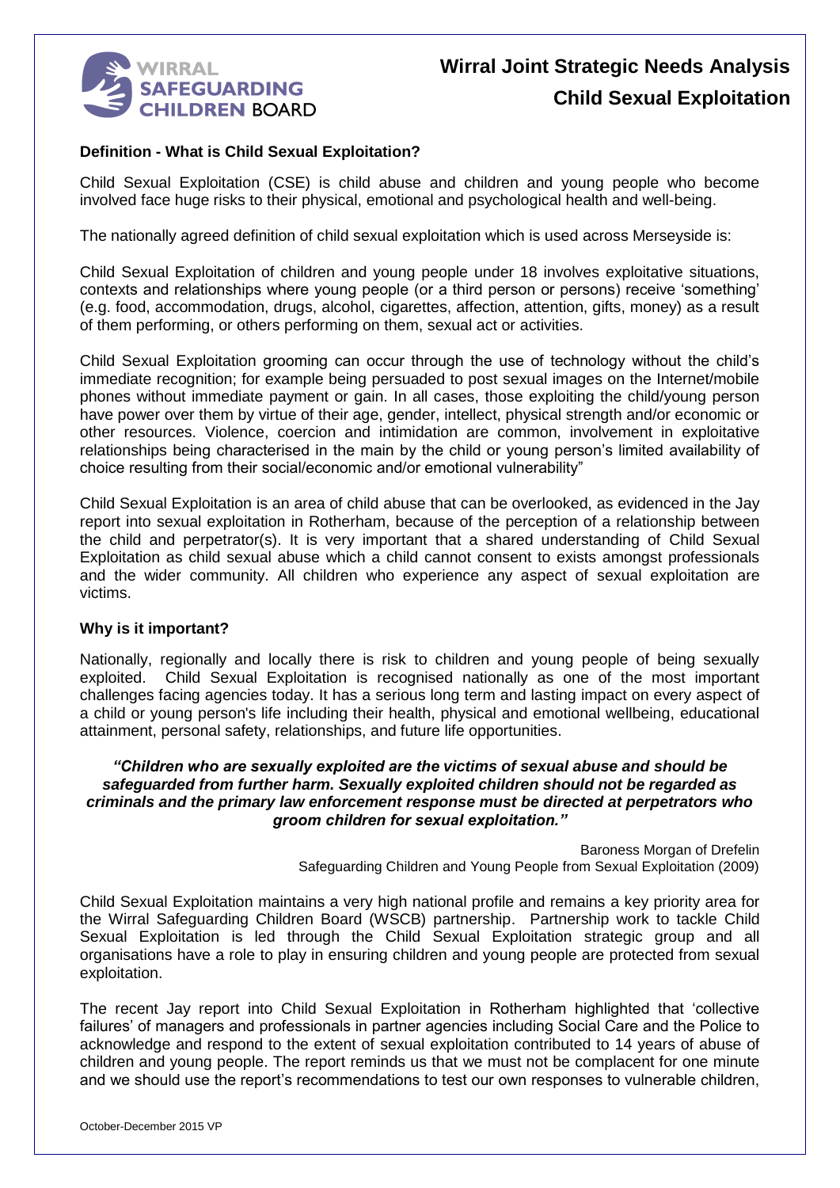WIRRAL SAFEGUARDING CHILDREN BOARD

# Wirral Joint Strategic Needs Analysis
# Child Sexual Exploitation

### Definition - What is Child Sexual Exploitation?

Child Sexual Exploitation (CSE) is child abuse and children and young people who become involved face huge risks to their physical, emotional and psychological health and well-being.

The nationally agreed definition of child sexual exploitation which is used across Merseyside is:

Child Sexual Exploitation of children and young people under 18 involves exploitative situations, contexts and relationships where young people (or a third person or persons) receive 'something' (e.g. food, accommodation, drugs, alcohol, cigarettes, affection, attention, gifts, money) as a result of them performing, or others performing on them, sexual act or activities.

Child Sexual Exploitation grooming can occur through the use of technology without the child's immediate recognition; for example being persuaded to post sexual images on the Internet/mobile phones without immediate payment or gain. In all cases, those exploiting the child/young person have power over them by virtue of their age, gender, intellect, physical strength and/or economic or other resources. Violence, coercion and intimidation are common, involvement in exploitative relationships being characterised in the main by the child or young person's limited availability of choice resulting from their social/economic and/or emotional vulnerability"

Child Sexual Exploitation is an area of child abuse that can be overlooked, as evidenced in the Jay report into sexual exploitation in Rotherham, because of the perception of a relationship between the child and perpetrator(s). It is very important that a shared understanding of Child Sexual Exploitation as child sexual abuse which a child cannot consent to exists amongst professionals and the wider community. All children who experience any aspect of sexual exploitation are victims.

### Why is it important?

Nationally, regionally and locally there is risk to children and young people of being sexually exploited. Child Sexual Exploitation is recognised nationally as one of the most important challenges facing agencies today. It has a serious long term and lasting impact on every aspect of a child or young person's life including their health, physical and emotional wellbeing, educational attainment, personal safety, relationships, and future life opportunities.

***"Children who are sexually exploited are the victims of sexual abuse and should be safeguarded from further harm. Sexually exploited children should not be regarded as criminals and the primary law enforcement response must be directed at perpetrators who groom children for sexual exploitation."***

Baroness Morgan of Drefelin
Safeguarding Children and Young People from Sexual Exploitation (2009)

Child Sexual Exploitation maintains a very high national profile and remains a key priority area for the Wirral Safeguarding Children Board (WSCB) partnership. Partnership work to tackle Child Sexual Exploitation is led through the Child Sexual Exploitation strategic group and all organisations have a role to play in ensuring children and young people are protected from sexual exploitation.

The recent Jay report into Child Sexual Exploitation in Rotherham highlighted that 'collective failures' of managers and professionals in partner agencies including Social Care and the Police to acknowledge and respond to the extent of sexual exploitation contributed to 14 years of abuse of children and young people. The report reminds us that we must not be complacent for one minute and we should use the report's recommendations to test our own responses to vulnerable children,

October-December 2015 VP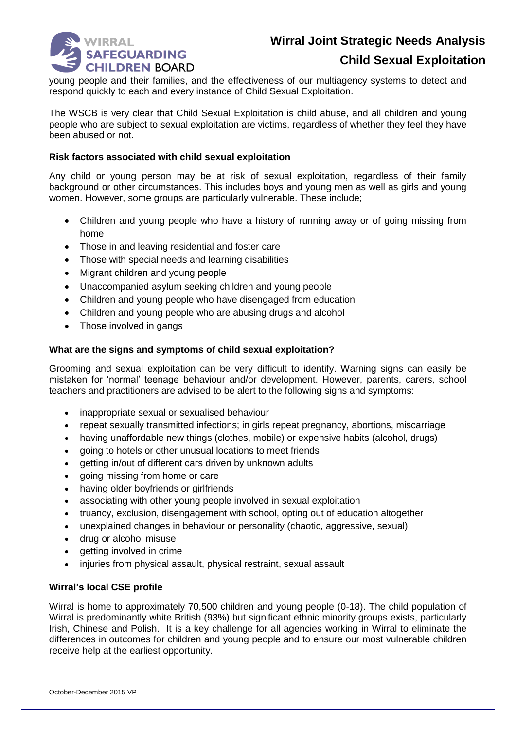young people and their families, and the effectiveness of our multiagency systems to detect and respond quickly to each and every instance of Child Sexual Exploitation.

The WSCB is very clear that Child Sexual Exploitation is child abuse, and all children and young people who are subject to sexual exploitation are victims, regardless of whether they feel they have been abused or not.

**Risk factors associated with child sexual exploitation**

Any child or young person may be at risk of sexual exploitation, regardless of their family background or other circumstances. This includes boys and young men as well as girls and young women. However, some groups are particularly vulnerable. These include;

- Children and young people who have a history of running away or of going missing from home
- Those in and leaving residential and foster care
- Those with special needs and learning disabilities
- Migrant children and young people
- Unaccompanied asylum seeking children and young people
- Children and young people who have disengaged from education
- Children and young people who are abusing drugs and alcohol
- Those involved in gangs

**What are the signs and symptoms of child sexual exploitation?**

Grooming and sexual exploitation can be very difficult to identify. Warning signs can easily be mistaken for 'normal' teenage behaviour and/or development. However, parents, carers, school teachers and practitioners are advised to be alert to the following signs and symptoms:

- inappropriate sexual or sexualised behaviour
- repeat sexually transmitted infections; in girls repeat pregnancy, abortions, miscarriage
- having unaffordable new things (clothes, mobile) or expensive habits (alcohol, drugs)
- going to hotels or other unusual locations to meet friends
- getting in/out of different cars driven by unknown adults
- going missing from home or care
- having older boyfriends or girlfriends
- associating with other young people involved in sexual exploitation
- truancy, exclusion, disengagement with school, opting out of education altogether
- unexplained changes in behaviour or personality (chaotic, aggressive, sexual)
- drug or alcohol misuse
- getting involved in crime
- injuries from physical assault, physical restraint, sexual assault

**Wirral's local CSE profile**

Wirral is home to approximately 70,500 children and young people (0-18). The child population of Wirral is predominantly white British (93%) but significant ethnic minority groups exists, particularly Irish, Chinese and Polish. It is a key challenge for all agencies working in Wirral to eliminate the differences in outcomes for children and young people and to ensure our most vulnerable children receive help at the earliest opportunity.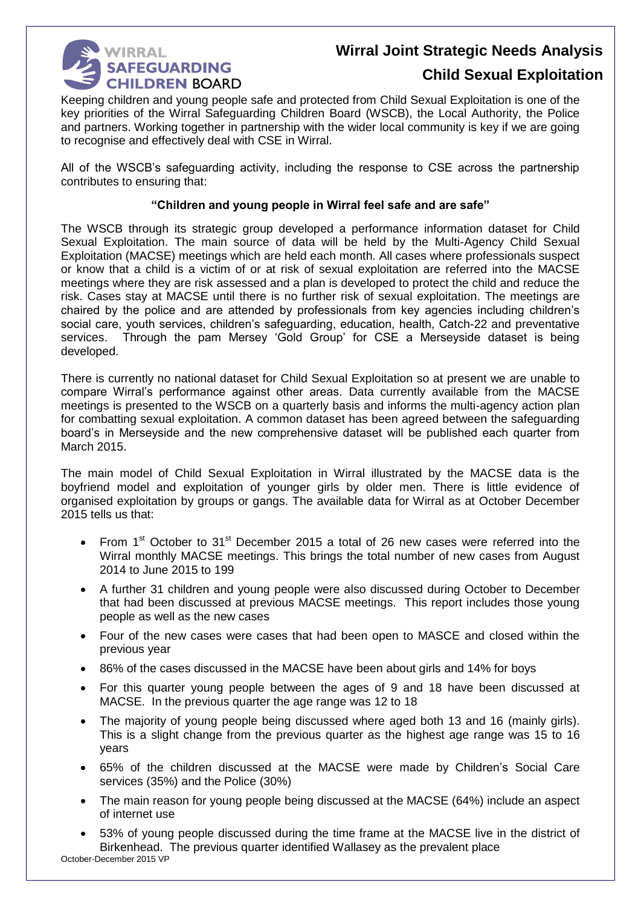# Wirral Joint Strategic Needs Analysis

## Child Sexual Exploitation

Keeping children and young people safe and protected from Child Sexual Exploitation is one of the key priorities of the Wirral Safeguarding Children Board (WSCB), the Local Authority, the Police and partners. Working together in partnership with the wider local community is key if we are going to recognise and effectively deal with CSE in Wirral.

All of the WSCB's safeguarding activity, including the response to CSE across the partnership contributes to ensuring that:

**"Children and young people in Wirral feel safe and are safe"**

The WSCB through its strategic group developed a performance information dataset for Child Sexual Exploitation. The main source of data will be held by the Multi-Agency Child Sexual Exploitation (MACSE) meetings which are held each month. All cases where professionals suspect or know that a child is a victim of or at risk of sexual exploitation are referred into the MACSE meetings where they are risk assessed and a plan is developed to protect the child and reduce the risk. Cases stay at MACSE until there is no further risk of sexual exploitation. The meetings are chaired by the police and are attended by professionals from key agencies including children's social care, youth services, children's safeguarding, education, health, Catch-22 and preventative services. Through the pam Mersey 'Gold Group' for CSE a Merseyside dataset is being developed.

There is currently no national dataset for Child Sexual Exploitation so at present we are unable to compare Wirral's performance against other areas. Data currently available from the MACSE meetings is presented to the WSCB on a quarterly basis and informs the multi-agency action plan for combatting sexual exploitation. A common dataset has been agreed between the safeguarding board's in Merseyside and the new comprehensive dataset will be published each quarter from March 2015.

The main model of Child Sexual Exploitation in Wirral illustrated by the MACSE data is the boyfriend model and exploitation of younger girls by older men. There is little evidence of organised exploitation by groups or gangs. The available data for Wirral as at October December 2015 tells us that:

- From 1st October to 31st December 2015 a total of 26 new cases were referred into the Wirral monthly MACSE meetings. This brings the total number of new cases from August 2014 to June 2015 to 199
- A further 31 children and young people were also discussed during October to December that had been discussed at previous MACSE meetings. This report includes those young people as well as the new cases
- Four of the new cases were cases that had been open to MASCE and closed within the previous year
- 86% of the cases discussed in the MACSE have been about girls and 14% for boys
- For this quarter young people between the ages of 9 and 18 have been discussed at MACSE. In the previous quarter the age range was 12 to 18
- The majority of young people being discussed where aged both 13 and 16 (mainly girls). This is a slight change from the previous quarter as the highest age range was 15 to 16 years
- 65% of the children discussed at the MACSE were made by Children's Social Care services (35%) and the Police (30%)
- The main reason for young people being discussed at the MACSE (64%) include an aspect of internet use
- 53% of young people discussed during the time frame at the MACSE live in the district of Birkenhead. The previous quarter identified Wallasey as the prevalent place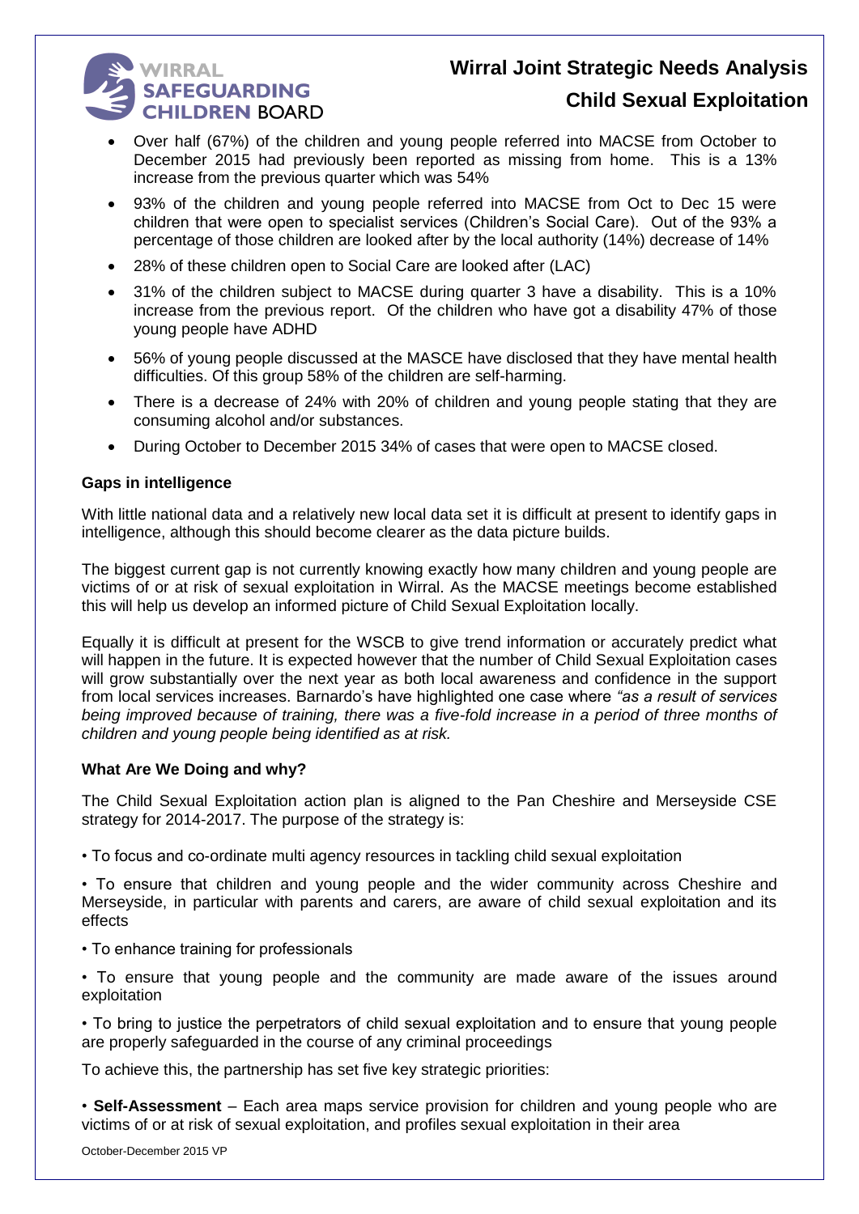- Over half (67%) of the children and young people referred into MACSE from October to December 2015 had previously been reported as missing from home. This is a 13% increase from the previous quarter which was 54%
- 93% of the children and young people referred into MACSE from Oct to Dec 15 were children that were open to specialist services (Children's Social Care). Out of the 93% a percentage of those children are looked after by the local authority (14%) decrease of 14%
- 28% of these children open to Social Care are looked after (LAC)
- 31% of the children subject to MACSE during quarter 3 have a disability. This is a 10% increase from the previous report. Of the children who have got a disability 47% of those young people have ADHD
- 56% of young people discussed at the MASCE have disclosed that they have mental health difficulties. Of this group 58% of the children are self-harming.
- There is a decrease of 24% with 20% of children and young people stating that they are consuming alcohol and/or substances.
- During October to December 2015 34% of cases that were open to MACSE closed.

**Gaps in intelligence**

With little national data and a relatively new local data set it is difficult at present to identify gaps in intelligence, although this should become clearer as the data picture builds.

The biggest current gap is not currently knowing exactly how many children and young people are victims of or at risk of sexual exploitation in Wirral. As the MACSE meetings become established this will help us develop an informed picture of Child Sexual Exploitation locally.

Equally it is difficult at present for the WSCB to give trend information or accurately predict what will happen in the future. It is expected however that the number of Child Sexual Exploitation cases will grow substantially over the next year as both local awareness and confidence in the support from local services increases. Barnardo's have highlighted one case where *"as a result of services being improved because of training, there was a five-fold increase in a period of three months of children and young people being identified as at risk.*

**What Are We Doing and why?**

The Child Sexual Exploitation action plan is aligned to the Pan Cheshire and Merseyside CSE strategy for 2014-2017. The purpose of the strategy is:

• To focus and co-ordinate multi agency resources in tackling child sexual exploitation

• To ensure that children and young people and the wider community across Cheshire and Merseyside, in particular with parents and carers, are aware of child sexual exploitation and its effects

• To enhance training for professionals

• To ensure that young people and the community are made aware of the issues around exploitation

• To bring to justice the perpetrators of child sexual exploitation and to ensure that young people are properly safeguarded in the course of any criminal proceedings

To achieve this, the partnership has set five key strategic priorities:

• **Self-Assessment** – Each area maps service provision for children and young people who are victims of or at risk of sexual exploitation, and profiles sexual exploitation in their area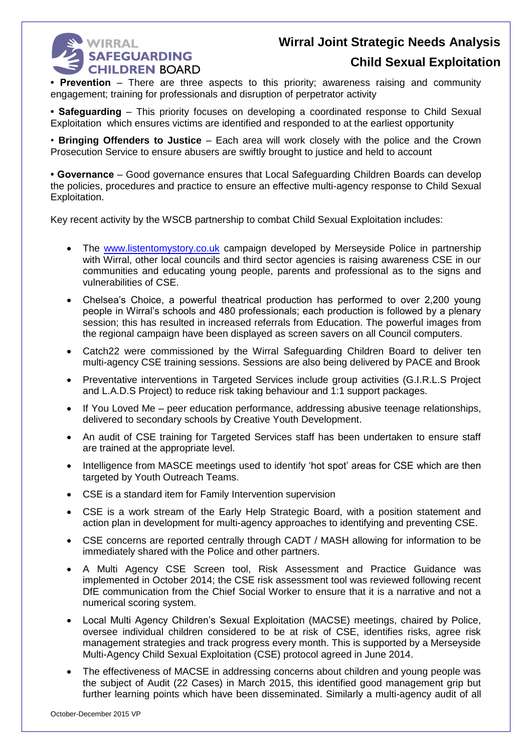• **Prevention** – There are three aspects to this priority; awareness raising and community engagement; training for professionals and disruption of perpetrator activity

• **Safeguarding** – This priority focuses on developing a coordinated response to Child Sexual Exploitation which ensures victims are identified and responded to at the earliest opportunity

• **Bringing Offenders to Justice** – Each area will work closely with the police and the Crown Prosecution Service to ensure abusers are swiftly brought to justice and held to account

• **Governance** – Good governance ensures that Local Safeguarding Children Boards can develop the policies, procedures and practice to ensure an effective multi-agency response to Child Sexual Exploitation.

Key recent activity by the WSCB partnership to combat Child Sexual Exploitation includes:

- The www.listentomystory.co.uk campaign developed by Merseyside Police in partnership with Wirral, other local councils and third sector agencies is raising awareness CSE in our communities and educating young people, parents and professional as to the signs and vulnerabilities of CSE.
- Chelsea's Choice, a powerful theatrical production has performed to over 2,200 young people in Wirral's schools and 480 professionals; each production is followed by a plenary session; this has resulted in increased referrals from Education. The powerful images from the regional campaign have been displayed as screen savers on all Council computers.
- Catch22 were commissioned by the Wirral Safeguarding Children Board to deliver ten multi-agency CSE training sessions. Sessions are also being delivered by PACE and Brook
- Preventative interventions in Targeted Services include group activities (G.I.R.L.S Project and L.A.D.S Project) to reduce risk taking behaviour and 1:1 support packages.
- If You Loved Me – peer education performance, addressing abusive teenage relationships, delivered to secondary schools by Creative Youth Development.
- An audit of CSE training for Targeted Services staff has been undertaken to ensure staff are trained at the appropriate level.
- Intelligence from MASCE meetings used to identify 'hot spot' areas for CSE which are then targeted by Youth Outreach Teams.
- CSE is a standard item for Family Intervention supervision
- CSE is a work stream of the Early Help Strategic Board, with a position statement and action plan in development for multi-agency approaches to identifying and preventing CSE.
- CSE concerns are reported centrally through CADT / MASH allowing for information to be immediately shared with the Police and other partners.
- A Multi Agency CSE Screen tool, Risk Assessment and Practice Guidance was implemented in October 2014; the CSE risk assessment tool was reviewed following recent DfE communication from the Chief Social Worker to ensure that it is a narrative and not a numerical scoring system.
- Local Multi Agency Children's Sexual Exploitation (MACSE) meetings, chaired by Police, oversee individual children considered to be at risk of CSE, identifies risks, agree risk management strategies and track progress every month. This is supported by a Merseyside Multi-Agency Child Sexual Exploitation (CSE) protocol agreed in June 2014.
- The effectiveness of MACSE in addressing concerns about children and young people was the subject of Audit (22 Cases) in March 2015, this identified good management grip but further learning points which have been disseminated. Similarly a multi-agency audit of all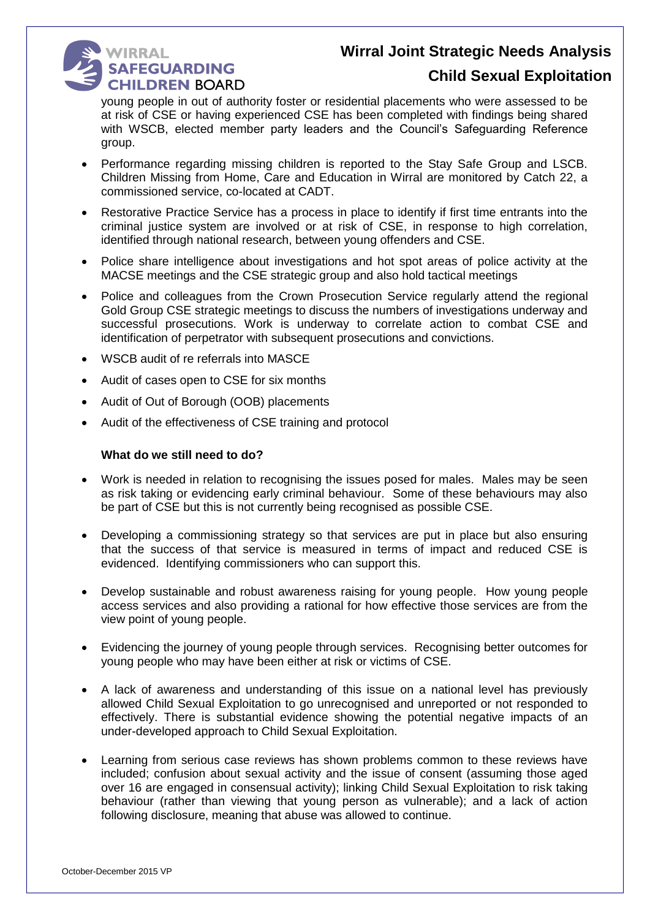young people in out of authority foster or residential placements who were assessed to be at risk of CSE or having experienced CSE has been completed with findings being shared with WSCB, elected member party leaders and the Council's Safeguarding Reference group.

- Performance regarding missing children is reported to the Stay Safe Group and LSCB. Children Missing from Home, Care and Education in Wirral are monitored by Catch 22, a commissioned service, co-located at CADT.
- Restorative Practice Service has a process in place to identify if first time entrants into the criminal justice system are involved or at risk of CSE, in response to high correlation, identified through national research, between young offenders and CSE.
- Police share intelligence about investigations and hot spot areas of police activity at the MACSE meetings and the CSE strategic group and also hold tactical meetings
- Police and colleagues from the Crown Prosecution Service regularly attend the regional Gold Group CSE strategic meetings to discuss the numbers of investigations underway and successful prosecutions. Work is underway to correlate action to combat CSE and identification of perpetrator with subsequent prosecutions and convictions.
- WSCB audit of re referrals into MASCE
- Audit of cases open to CSE for six months
- Audit of Out of Borough (OOB) placements
- Audit of the effectiveness of CSE training and protocol

**What do we still need to do?**

- Work is needed in relation to recognising the issues posed for males. Males may be seen as risk taking or evidencing early criminal behaviour. Some of these behaviours may also be part of CSE but this is not currently being recognised as possible CSE.
- Developing a commissioning strategy so that services are put in place but also ensuring that the success of that service is measured in terms of impact and reduced CSE is evidenced. Identifying commissioners who can support this.
- Develop sustainable and robust awareness raising for young people. How young people access services and also providing a rational for how effective those services are from the view point of young people.
- Evidencing the journey of young people through services. Recognising better outcomes for young people who may have been either at risk or victims of CSE.
- A lack of awareness and understanding of this issue on a national level has previously allowed Child Sexual Exploitation to go unrecognised and unreported or not responded to effectively. There is substantial evidence showing the potential negative impacts of an under-developed approach to Child Sexual Exploitation.
- Learning from serious case reviews has shown problems common to these reviews have included; confusion about sexual activity and the issue of consent (assuming those aged over 16 are engaged in consensual activity); linking Child Sexual Exploitation to risk taking behaviour (rather than viewing that young person as vulnerable); and a lack of action following disclosure, meaning that abuse was allowed to continue.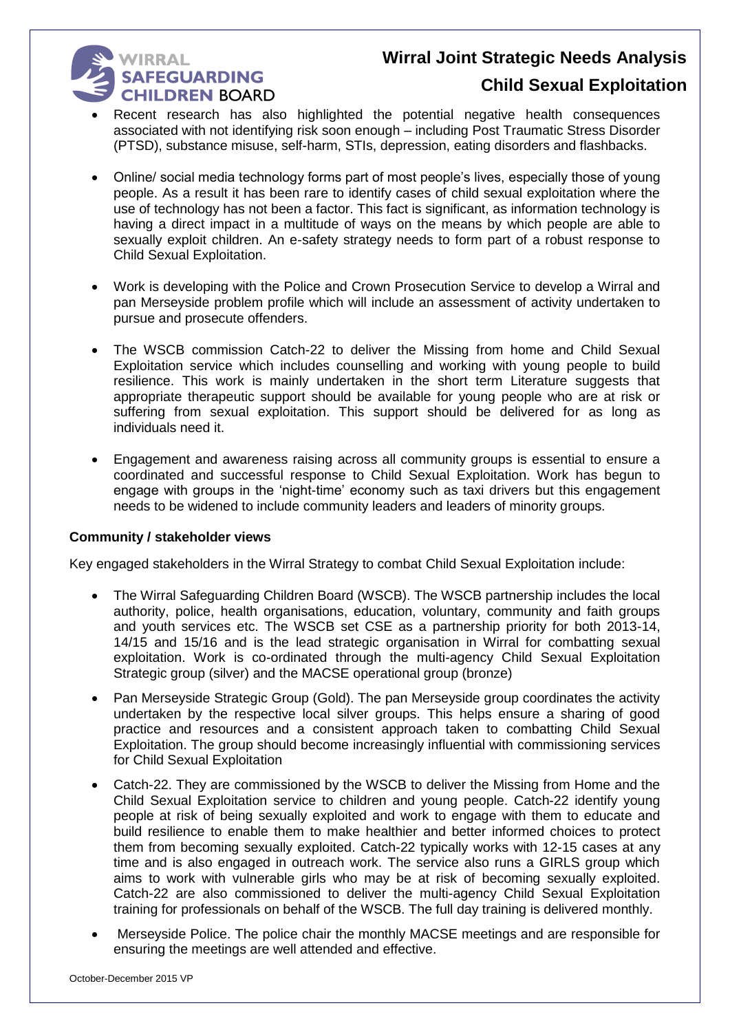- Recent research has also highlighted the potential negative health consequences associated with not identifying risk soon enough – including Post Traumatic Stress Disorder (PTSD), substance misuse, self-harm, STIs, depression, eating disorders and flashbacks.

- Online/ social media technology forms part of most people's lives, especially those of young people. As a result it has been rare to identify cases of child sexual exploitation where the use of technology has not been a factor. This fact is significant, as information technology is having a direct impact in a multitude of ways on the means by which people are able to sexually exploit children. An e-safety strategy needs to form part of a robust response to Child Sexual Exploitation.

- Work is developing with the Police and Crown Prosecution Service to develop a Wirral and pan Merseyside problem profile which will include an assessment of activity undertaken to pursue and prosecute offenders.

- The WSCB commission Catch-22 to deliver the Missing from home and Child Sexual Exploitation service which includes counselling and working with young people to build resilience. This work is mainly undertaken in the short term Literature suggests that appropriate therapeutic support should be available for young people who are at risk or suffering from sexual exploitation. This support should be delivered for as long as individuals need it.

- Engagement and awareness raising across all community groups is essential to ensure a coordinated and successful response to Child Sexual Exploitation. Work has begun to engage with groups in the 'night-time' economy such as taxi drivers but this engagement needs to be widened to include community leaders and leaders of minority groups.

**Community / stakeholder views**

Key engaged stakeholders in the Wirral Strategy to combat Child Sexual Exploitation include:

- The Wirral Safeguarding Children Board (WSCB). The WSCB partnership includes the local authority, police, health organisations, education, voluntary, community and faith groups and youth services etc. The WSCB set CSE as a partnership priority for both 2013-14, 14/15 and 15/16 and is the lead strategic organisation in Wirral for combatting sexual exploitation. Work is co-ordinated through the multi-agency Child Sexual Exploitation Strategic group (silver) and the MACSE operational group (bronze)

- Pan Merseyside Strategic Group (Gold). The pan Merseyside group coordinates the activity undertaken by the respective local silver groups. This helps ensure a sharing of good practice and resources and a consistent approach taken to combatting Child Sexual Exploitation. The group should become increasingly influential with commissioning services for Child Sexual Exploitation

- Catch-22. They are commissioned by the WSCB to deliver the Missing from Home and the Child Sexual Exploitation service to children and young people. Catch-22 identify young people at risk of being sexually exploited and work to engage with them to educate and build resilience to enable them to make healthier and better informed choices to protect them from becoming sexually exploited. Catch-22 typically works with 12-15 cases at any time and is also engaged in outreach work. The service also runs a GIRLS group which aims to work with vulnerable girls who may be at risk of becoming sexually exploited. Catch-22 are also commissioned to deliver the multi-agency Child Sexual Exploitation training for professionals on behalf of the WSCB. The full day training is delivered monthly.

- Merseyside Police. The police chair the monthly MACSE meetings and are responsible for ensuring the meetings are well attended and effective.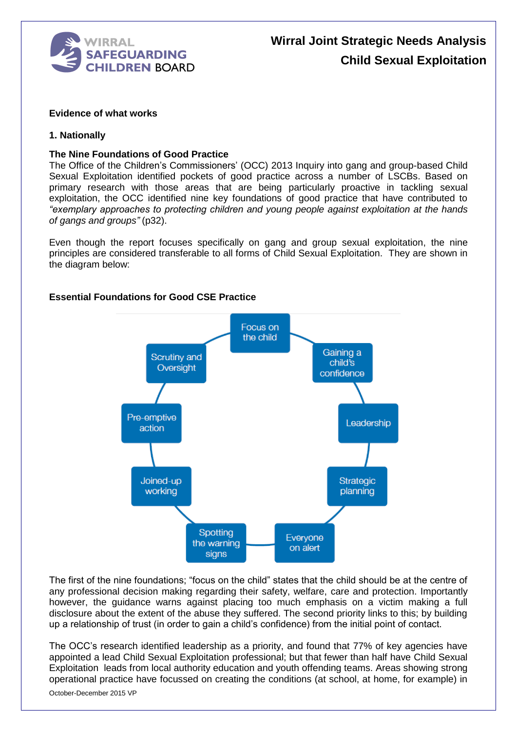**Evidence of what works**

**1. Nationally**

**The Nine Foundations of Good Practice**

The Office of the Children's Commissioners' (OCC) 2013 Inquiry into gang and group-based Child Sexual Exploitation identified pockets of good practice across a number of LSCBs. Based on primary research with those areas that are being particularly proactive in tackling sexual exploitation, the OCC identified nine key foundations of good practice that have contributed to *"exemplary approaches to protecting children and young people against exploitation at the hands of gangs and groups"* (p32).

Even though the report focuses specifically on gang and group sexual exploitation, the nine principles are considered transferable to all forms of Child Sexual Exploitation. They are shown in the diagram below:

**Essential Foundations for Good CSE Practice**

- Focus on the child
- Gaining a child's confidence
- Leadership
- Strategic planning
- Everyone on alert
- Spotting the warning signs
- Joined-up working
- Pre-emptive action
- Scrutiny and Oversight

The first of the nine foundations; "focus on the child" states that the child should be at the centre of any professional decision making regarding their safety, welfare, care and protection. Importantly however, the guidance warns against placing too much emphasis on a victim making a full disclosure about the extent of the abuse they suffered. The second priority links to this; by building up a relationship of trust (in order to gain a child's confidence) from the initial point of contact.

The OCC's research identified leadership as a priority, and found that 77% of key agencies have appointed a lead Child Sexual Exploitation professional; but that fewer than half have Child Sexual Exploitation leads from local authority education and youth offending teams. Areas showing strong operational practice have focussed on creating the conditions (at school, at home, for example) in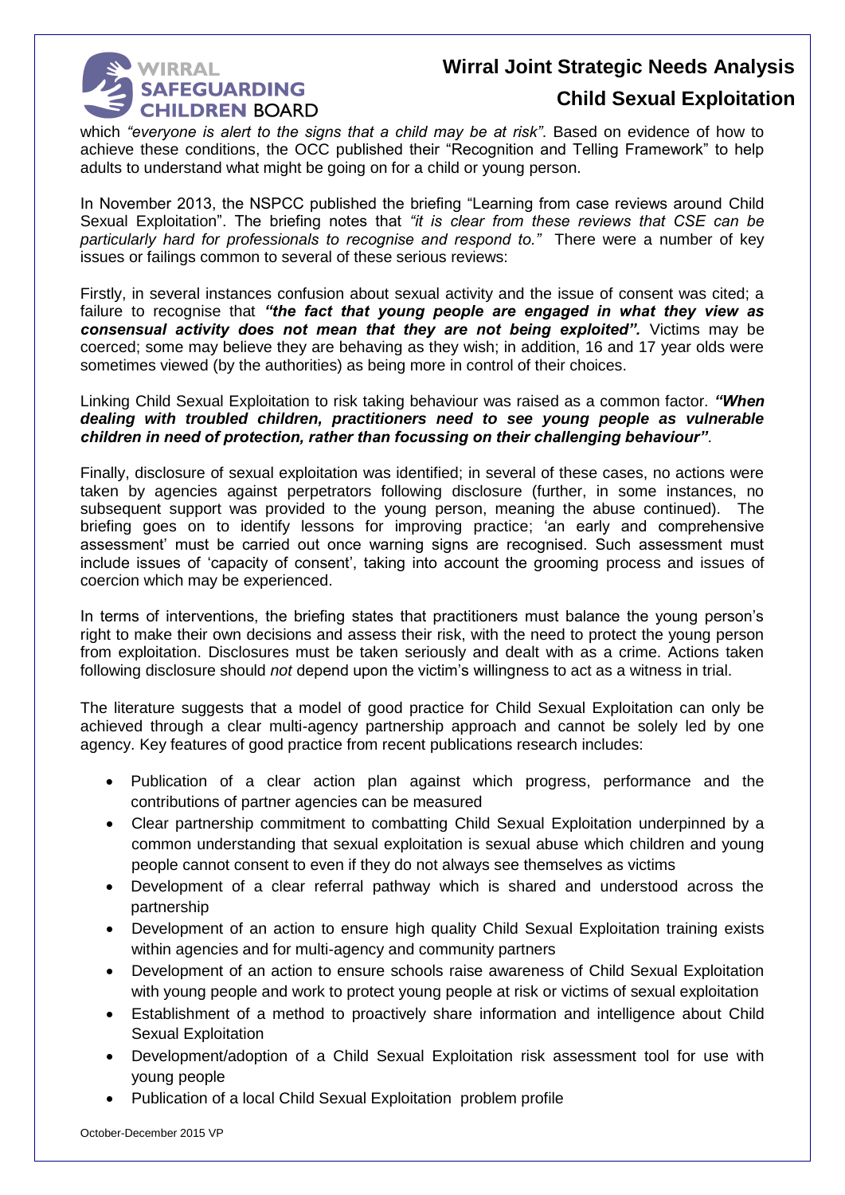which *"everyone is alert to the signs that a child may be at risk"*. Based on evidence of how to achieve these conditions, the OCC published their "Recognition and Telling Framework" to help adults to understand what might be going on for a child or young person.

In November 2013, the NSPCC published the briefing "Learning from case reviews around Child Sexual Exploitation". The briefing notes that *"it is clear from these reviews that CSE can be particularly hard for professionals to recognise and respond to."* There were a number of key issues or failings common to several of these serious reviews:

Firstly, in several instances confusion about sexual activity and the issue of consent was cited; a failure to recognise that ***"the fact that young people are engaged in what they view as consensual activity does not mean that they are not being exploited".*** Victims may be coerced; some may believe they are behaving as they wish; in addition, 16 and 17 year olds were sometimes viewed (by the authorities) as being more in control of their choices.

Linking Child Sexual Exploitation to risk taking behaviour was raised as a common factor. ***"When dealing with troubled children, practitioners need to see young people as vulnerable children in need of protection, rather than focussing on their challenging behaviour"***.

Finally, disclosure of sexual exploitation was identified; in several of these cases, no actions were taken by agencies against perpetrators following disclosure (further, in some instances, no subsequent support was provided to the young person, meaning the abuse continued). The briefing goes on to identify lessons for improving practice; 'an early and comprehensive assessment' must be carried out once warning signs are recognised. Such assessment must include issues of 'capacity of consent', taking into account the grooming process and issues of coercion which may be experienced.

In terms of interventions, the briefing states that practitioners must balance the young person's right to make their own decisions and assess their risk, with the need to protect the young person from exploitation. Disclosures must be taken seriously and dealt with as a crime. Actions taken following disclosure should *not* depend upon the victim's willingness to act as a witness in trial.

The literature suggests that a model of good practice for Child Sexual Exploitation can only be achieved through a clear multi-agency partnership approach and cannot be solely led by one agency. Key features of good practice from recent publications research includes:

- Publication of a clear action plan against which progress, performance and the contributions of partner agencies can be measured
- Clear partnership commitment to combatting Child Sexual Exploitation underpinned by a common understanding that sexual exploitation is sexual abuse which children and young people cannot consent to even if they do not always see themselves as victims
- Development of a clear referral pathway which is shared and understood across the partnership
- Development of an action to ensure high quality Child Sexual Exploitation training exists within agencies and for multi-agency and community partners
- Development of an action to ensure schools raise awareness of Child Sexual Exploitation with young people and work to protect young people at risk or victims of sexual exploitation
- Establishment of a method to proactively share information and intelligence about Child Sexual Exploitation
- Development/adoption of a Child Sexual Exploitation risk assessment tool for use with young people
- Publication of a local Child Sexual Exploitation problem profile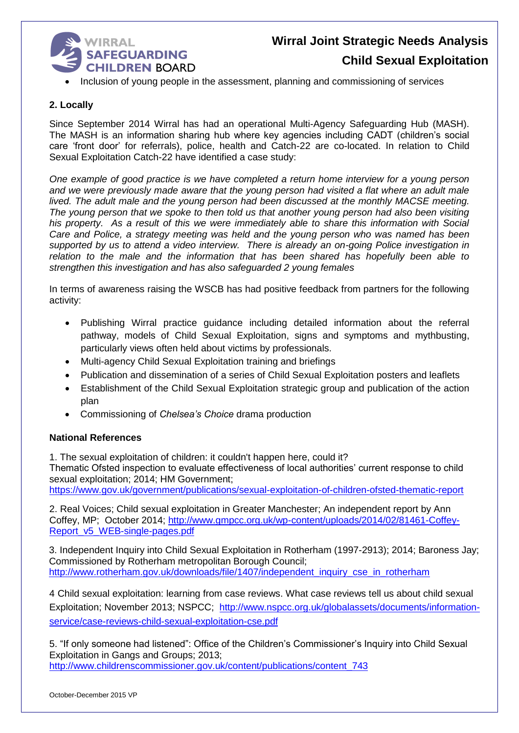- Inclusion of young people in the assessment, planning and commissioning of services

**2. Locally**

Since September 2014 Wirral has had an operational Multi-Agency Safeguarding Hub (MASH). The MASH is an information sharing hub where key agencies including CADT (children's social care 'front door' for referrals), police, health and Catch-22 are co-located. In relation to Child Sexual Exploitation Catch-22 have identified a case study:

*One example of good practice is we have completed a return home interview for a young person and we were previously made aware that the young person had visited a flat where an adult male lived. The adult male and the young person had been discussed at the monthly MACSE meeting. The young person that we spoke to then told us that another young person had also been visiting his property. As a result of this we were immediately able to share this information with Social Care and Police, a strategy meeting was held and the young person who was named has been supported by us to attend a video interview. There is already an on-going Police investigation in relation to the male and the information that has been shared has hopefully been able to strengthen this investigation and has also safeguarded 2 young females*

In terms of awareness raising the WSCB has had positive feedback from partners for the following activity:

- Publishing Wirral practice guidance including detailed information about the referral pathway, models of Child Sexual Exploitation, signs and symptoms and mythbusting, particularly views often held about victims by professionals.
- Multi-agency Child Sexual Exploitation training and briefings
- Publication and dissemination of a series of Child Sexual Exploitation posters and leaflets
- Establishment of the Child Sexual Exploitation strategic group and publication of the action plan
- Commissioning of *Chelsea's Choice* drama production

**National References**

1. The sexual exploitation of children: it couldn't happen here, could it?
Thematic Ofsted inspection to evaluate effectiveness of local authorities' current response to child sexual exploitation; 2014; HM Government;
https://www.gov.uk/government/publications/sexual-exploitation-of-children-ofsted-thematic-report

2. Real Voices; Child sexual exploitation in Greater Manchester; An independent report by Ann Coffey, MP; October 2014; http://www.gmpcc.org.uk/wp-content/uploads/2014/02/81461-Coffey-Report_v5_WEB-single-pages.pdf

3. Independent Inquiry into Child Sexual Exploitation in Rotherham (1997-2913); 2014; Baroness Jay; Commissioned by Rotherham metropolitan Borough Council;
http://www.rotherham.gov.uk/downloads/file/1407/independent_inquiry_cse_in_rotherham

4 Child sexual exploitation: learning from case reviews. What case reviews tell us about child sexual Exploitation; November 2013; NSPCC; http://www.nspcc.org.uk/globalassets/documents/information-service/case-reviews-child-sexual-exploitation-cse.pdf

5. "If only someone had listened": Office of the Children's Commissioner's Inquiry into Child Sexual Exploitation in Gangs and Groups; 2013;
http://www.childrenscommissioner.gov.uk/content/publications/content_743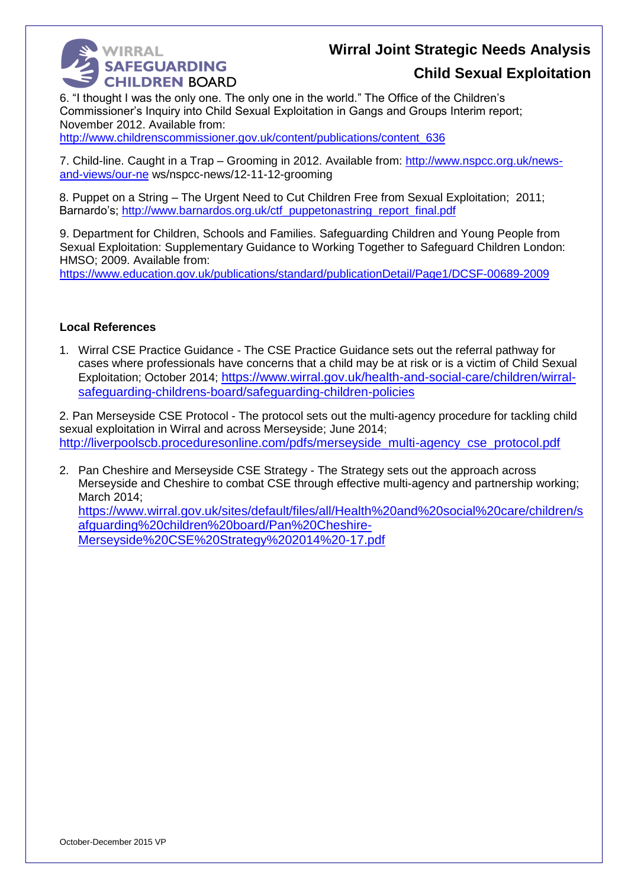6. "I thought I was the only one. The only one in the world." The Office of the Children's Commissioner's Inquiry into Child Sexual Exploitation in Gangs and Groups Interim report; November 2012. Available from: http://www.childrenscommissioner.gov.uk/content/publications/content_636

7. Child-line. Caught in a Trap – Grooming in 2012. Available from: http://www.nspcc.org.uk/news-and-views/our-ne ws/nspcc-news/12-11-12-grooming

8. Puppet on a String – The Urgent Need to Cut Children Free from Sexual Exploitation; 2011; Barnardo's; http://www.barnardos.org.uk/ctf_puppetonastring_report_final.pdf

9. Department for Children, Schools and Families. Safeguarding Children and Young People from Sexual Exploitation: Supplementary Guidance to Working Together to Safeguard Children London: HMSO; 2009. Available from: https://www.education.gov.uk/publications/standard/publicationDetail/Page1/DCSF-00689-2009

**Local References**

1. Wirral CSE Practice Guidance - The CSE Practice Guidance sets out the referral pathway for cases where professionals have concerns that a child may be at risk or is a victim of Child Sexual Exploitation; October 2014; https://www.wirral.gov.uk/health-and-social-care/children/wirral-safeguarding-childrens-board/safeguarding-children-policies

2. Pan Merseyside CSE Protocol - The protocol sets out the multi-agency procedure for tackling child sexual exploitation in Wirral and across Merseyside; June 2014; http://liverpoolscb.proceduresonline.com/pdfs/merseyside_multi-agency_cse_protocol.pdf

2. Pan Cheshire and Merseyside CSE Strategy - The Strategy sets out the approach across Merseyside and Cheshire to combat CSE through effective multi-agency and partnership working; March 2014; https://www.wirral.gov.uk/sites/default/files/all/Health%20and%20social%20care/children/safguarding%20children%20board/Pan%20Cheshire-Merseyside%20CSE%20Strategy%202014%20-17.pdf